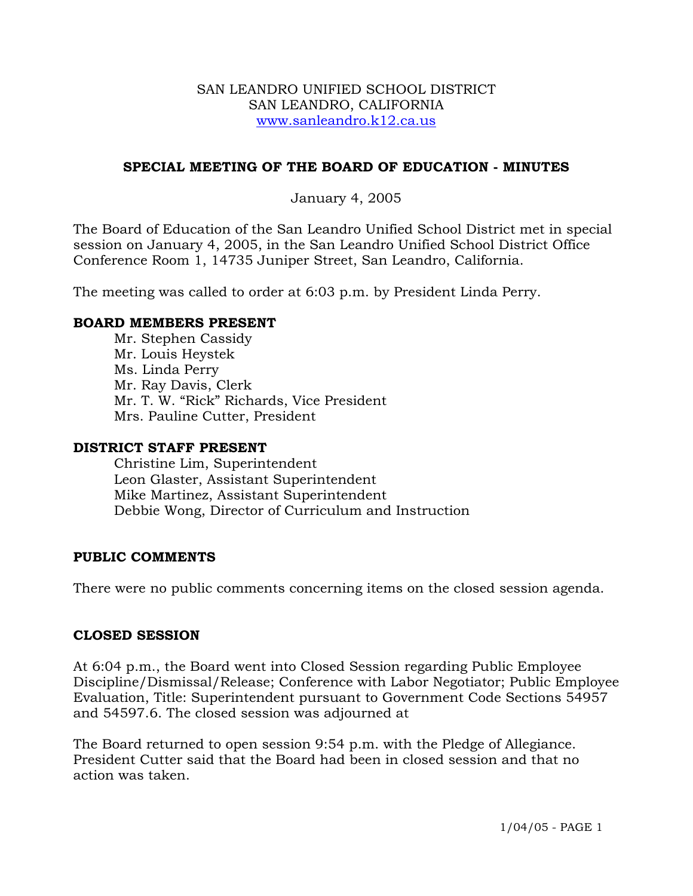SAN LEANDRO UNIFIED SCHOOL DISTRICT
SAN LEANDRO, CALIFORNIA
www.sanleandro.k12.ca.us

## SPECIAL MEETING OF THE BOARD OF EDUCATION - MINUTES

January 4, 2005

The Board of Education of the San Leandro Unified School District met in special session on January 4, 2005, in the San Leandro Unified School District Office Conference Room 1, 14735 Juniper Street, San Leandro, California.

The meeting was called to order at 6:03 p.m. by President Linda Perry.

### BOARD MEMBERS PRESENT

Mr. Stephen Cassidy
Mr. Louis Heystek
Ms. Linda Perry
Mr. Ray Davis, Clerk
Mr. T. W. "Rick" Richards, Vice President
Mrs. Pauline Cutter, President

### DISTRICT STAFF PRESENT

Christine Lim, Superintendent
Leon Glaster, Assistant Superintendent
Mike Martinez, Assistant Superintendent
Debbie Wong, Director of Curriculum and Instruction

### PUBLIC COMMENTS

There were no public comments concerning items on the closed session agenda.

### CLOSED SESSION

At 6:04 p.m., the Board went into Closed Session regarding Public Employee Discipline/Dismissal/Release; Conference with Labor Negotiator; Public Employee Evaluation, Title: Superintendent pursuant to Government Code Sections 54957 and 54597.6. The closed session was adjourned at

The Board returned to open session 9:54 p.m. with the Pledge of Allegiance. President Cutter said that the Board had been in closed session and that no action was taken.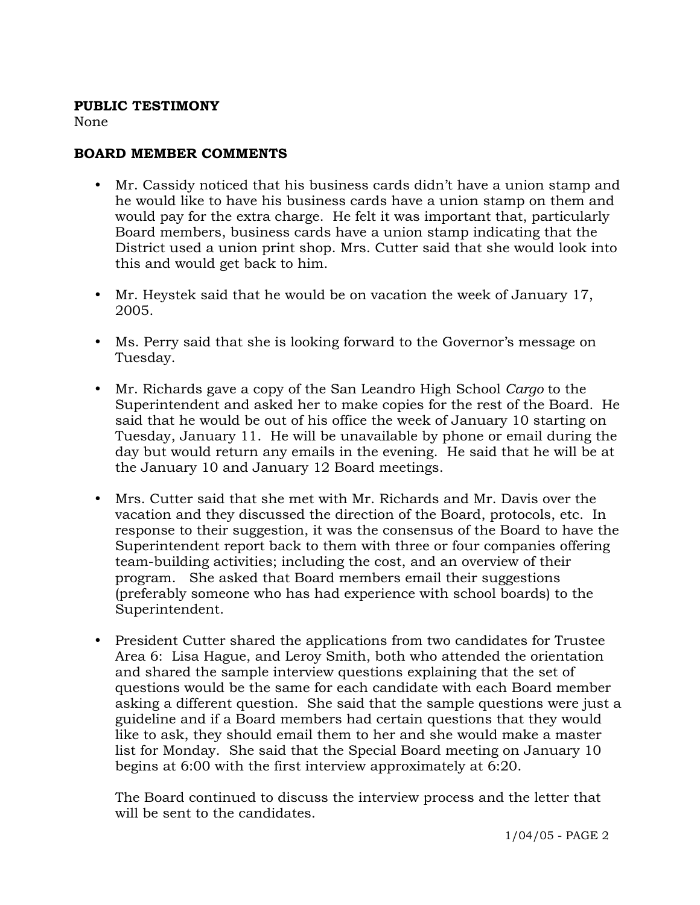**PUBLIC TESTIMONY**
None

**BOARD MEMBER COMMENTS**

- Mr. Cassidy noticed that his business cards didn't have a union stamp and he would like to have his business cards have a union stamp on them and would pay for the extra charge. He felt it was important that, particularly Board members, business cards have a union stamp indicating that the District used a union print shop. Mrs. Cutter said that she would look into this and would get back to him.

- Mr. Heystek said that he would be on vacation the week of January 17, 2005.

- Ms. Perry said that she is looking forward to the Governor's message on Tuesday.

- Mr. Richards gave a copy of the San Leandro High School *Cargo* to the Superintendent and asked her to make copies for the rest of the Board. He said that he would be out of his office the week of January 10 starting on Tuesday, January 11. He will be unavailable by phone or email during the day but would return any emails in the evening. He said that he will be at the January 10 and January 12 Board meetings.

- Mrs. Cutter said that she met with Mr. Richards and Mr. Davis over the vacation and they discussed the direction of the Board, protocols, etc. In response to their suggestion, it was the consensus of the Board to have the Superintendent report back to them with three or four companies offering team-building activities; including the cost, and an overview of their program. She asked that Board members email their suggestions (preferably someone who has had experience with school boards) to the Superintendent.

- President Cutter shared the applications from two candidates for Trustee Area 6: Lisa Hague, and Leroy Smith, both who attended the orientation and shared the sample interview questions explaining that the set of questions would be the same for each candidate with each Board member asking a different question. She said that the sample questions were just a guideline and if a Board members had certain questions that they would like to ask, they should email them to her and she would make a master list for Monday. She said that the Special Board meeting on January 10 begins at 6:00 with the first interview approximately at 6:20.

  The Board continued to discuss the interview process and the letter that will be sent to the candidates.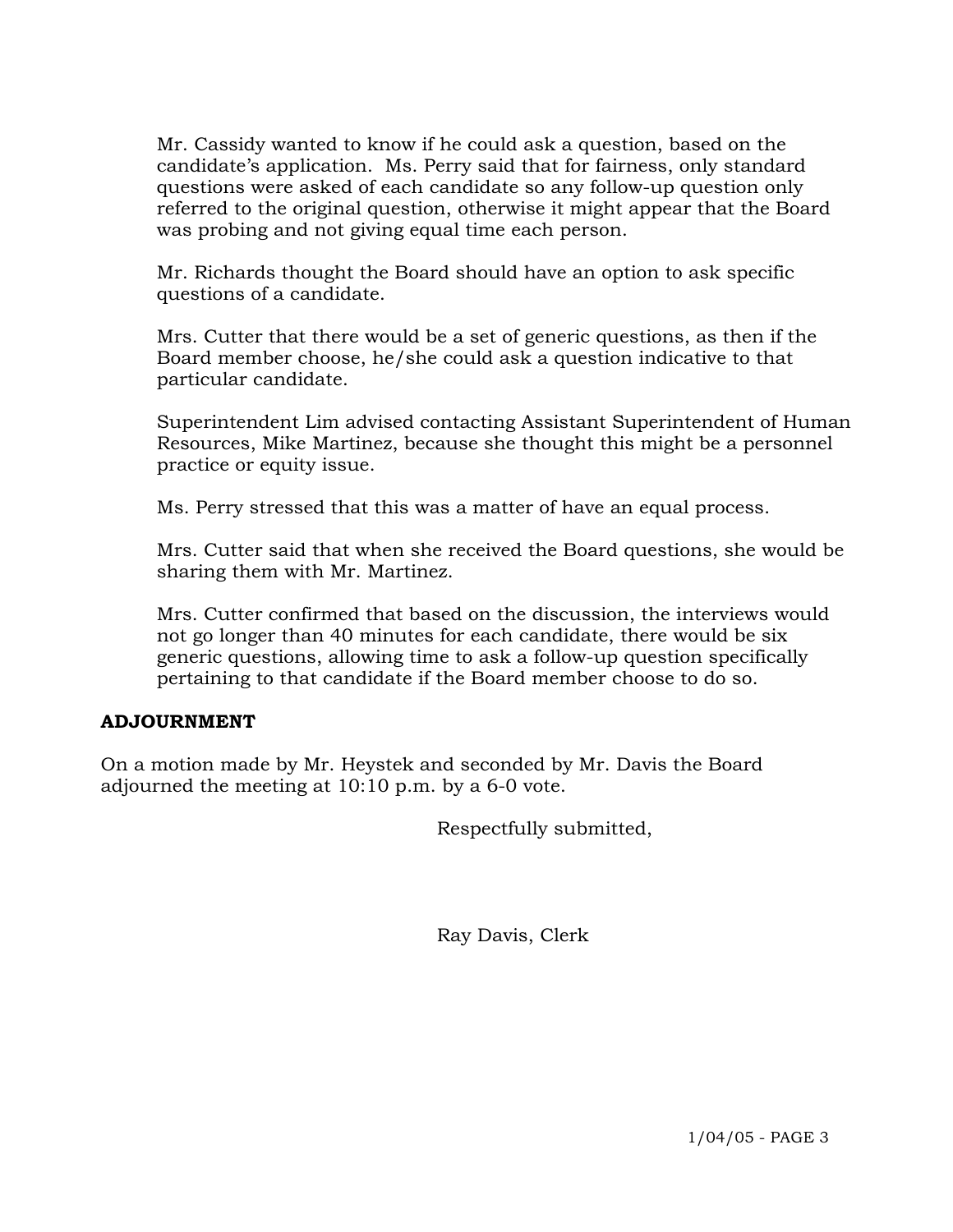Mr. Cassidy wanted to know if he could ask a question, based on the candidate's application. Ms. Perry said that for fairness, only standard questions were asked of each candidate so any follow-up question only referred to the original question, otherwise it might appear that the Board was probing and not giving equal time each person.

Mr. Richards thought the Board should have an option to ask specific questions of a candidate.

Mrs. Cutter that there would be a set of generic questions, as then if the Board member choose, he/she could ask a question indicative to that particular candidate.

Superintendent Lim advised contacting Assistant Superintendent of Human Resources, Mike Martinez, because she thought this might be a personnel practice or equity issue.

Ms. Perry stressed that this was a matter of have an equal process.

Mrs. Cutter said that when she received the Board questions, she would be sharing them with Mr. Martinez.

Mrs. Cutter confirmed that based on the discussion, the interviews would not go longer than 40 minutes for each candidate, there would be six generic questions, allowing time to ask a follow-up question specifically pertaining to that candidate if the Board member choose to do so.

## ADJOURNMENT

On a motion made by Mr. Heystek and seconded by Mr. Davis the Board adjourned the meeting at 10:10 p.m. by a 6-0 vote.

Respectfully submitted,

Ray Davis, Clerk